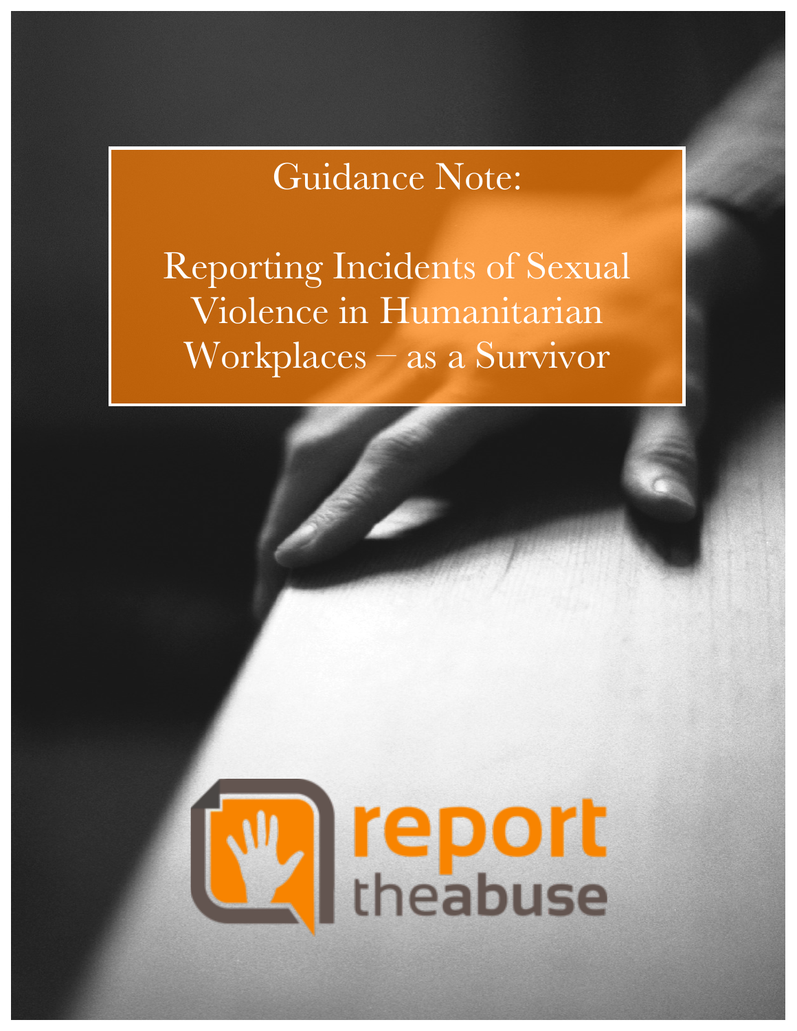# Guidance Note:

# Reporting Incidents of Sexual Violence in Humanitarian Workplaces – as a Survivor

report theabuse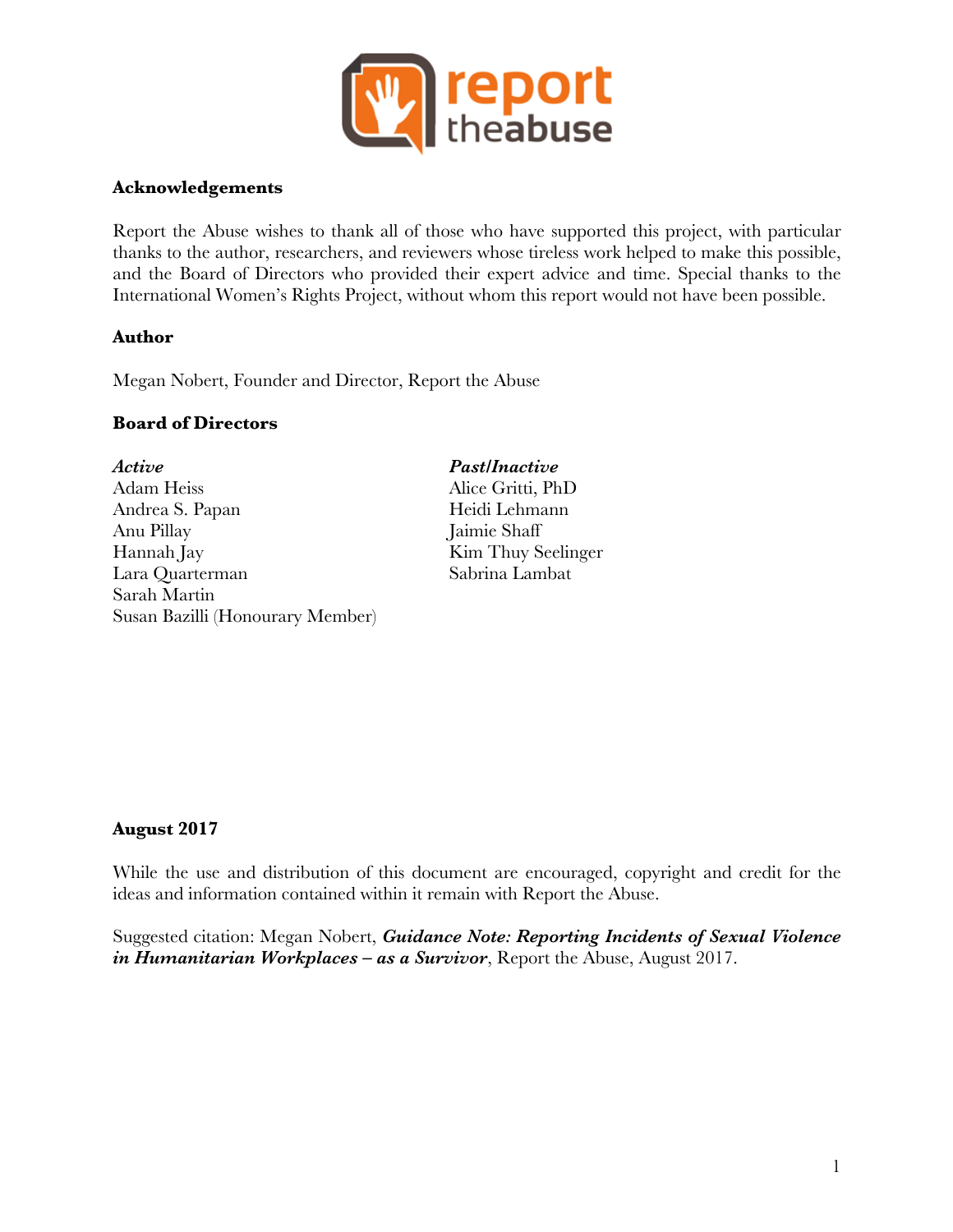**Acknowledgements**

Report the Abuse wishes to thank all of those who have supported this project, with particular thanks to the author, researchers, and reviewers whose tireless work helped to make this possible, and the Board of Directors who provided their expert advice and time. Special thanks to the International Women's Rights Project, without whom this report would not have been possible.

**Author**

Megan Nobert, Founder and Director, Report the Abuse

**Board of Directors**

***Active***
Adam Heiss
Andrea S. Papan
Anu Pillay
Hannah Jay
Lara Quarterman
Sarah Martin
Susan Bazilli (Honourary Member)

***Past/Inactive***
Alice Gritti, PhD
Heidi Lehmann
Jaimie Shaff
Kim Thuy Seelinger
Sabrina Lambat

**August 2017**

While the use and distribution of this document are encouraged, copyright and credit for the ideas and information contained within it remain with Report the Abuse.

Suggested citation: Megan Nobert, ***Guidance Note: Reporting Incidents of Sexual Violence in Humanitarian Workplaces – as a Survivor***, Report the Abuse, August 2017.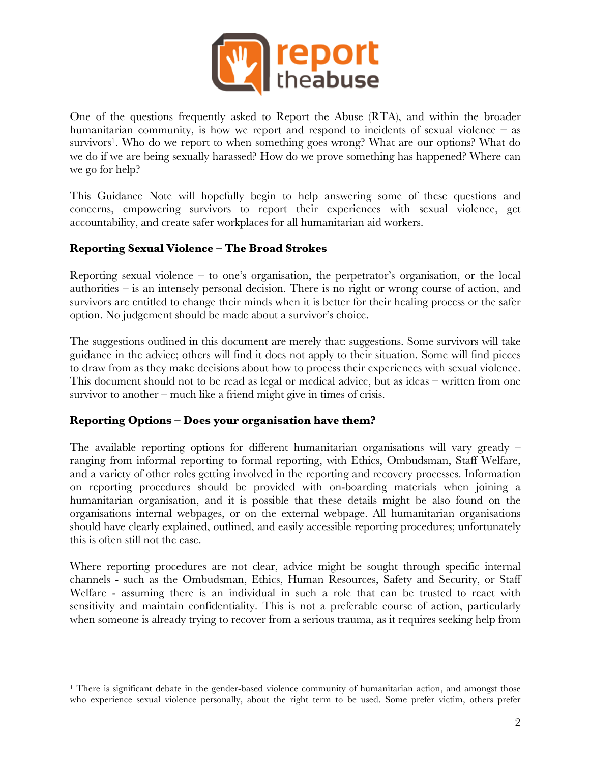One of the questions frequently asked to Report the Abuse (RTA), and within the broader humanitarian community, is how we report and respond to incidents of sexual violence – as survivors[1]. Who do we report to when something goes wrong? What are our options? What do we do if we are being sexually harassed? How do we prove something has happened? Where can we go for help?

This Guidance Note will hopefully begin to help answering some of these questions and concerns, empowering survivors to report their experiences with sexual violence, get accountability, and create safer workplaces for all humanitarian aid workers.

### Reporting Sexual Violence – The Broad Strokes

Reporting sexual violence – to one's organisation, the perpetrator's organisation, or the local authorities – is an intensely personal decision. There is no right or wrong course of action, and survivors are entitled to change their minds when it is better for their healing process or the safer option. No judgement should be made about a survivor's choice.

The suggestions outlined in this document are merely that: suggestions. Some survivors will take guidance in the advice; others will find it does not apply to their situation. Some will find pieces to draw from as they make decisions about how to process their experiences with sexual violence. This document should not to be read as legal or medical advice, but as ideas – written from one survivor to another – much like a friend might give in times of crisis.

### Reporting Options – Does your organisation have them?

The available reporting options for different humanitarian organisations will vary greatly – ranging from informal reporting to formal reporting, with Ethics, Ombudsman, Staff Welfare, and a variety of other roles getting involved in the reporting and recovery processes. Information on reporting procedures should be provided with on-boarding materials when joining a humanitarian organisation, and it is possible that these details might be also found on the organisations internal webpages, or on the external webpage. All humanitarian organisations should have clearly explained, outlined, and easily accessible reporting procedures; unfortunately this is often still not the case.

Where reporting procedures are not clear, advice might be sought through specific internal channels - such as the Ombudsman, Ethics, Human Resources, Safety and Security, or Staff Welfare - assuming there is an individual in such a role that can be trusted to react with sensitivity and maintain confidentiality. This is not a preferable course of action, particularly when someone is already trying to recover from a serious trauma, as it requires seeking help from

---

[1] There is significant debate in the gender-based violence community of humanitarian action, and amongst those who experience sexual violence personally, about the right term to be used. Some prefer victim, others prefer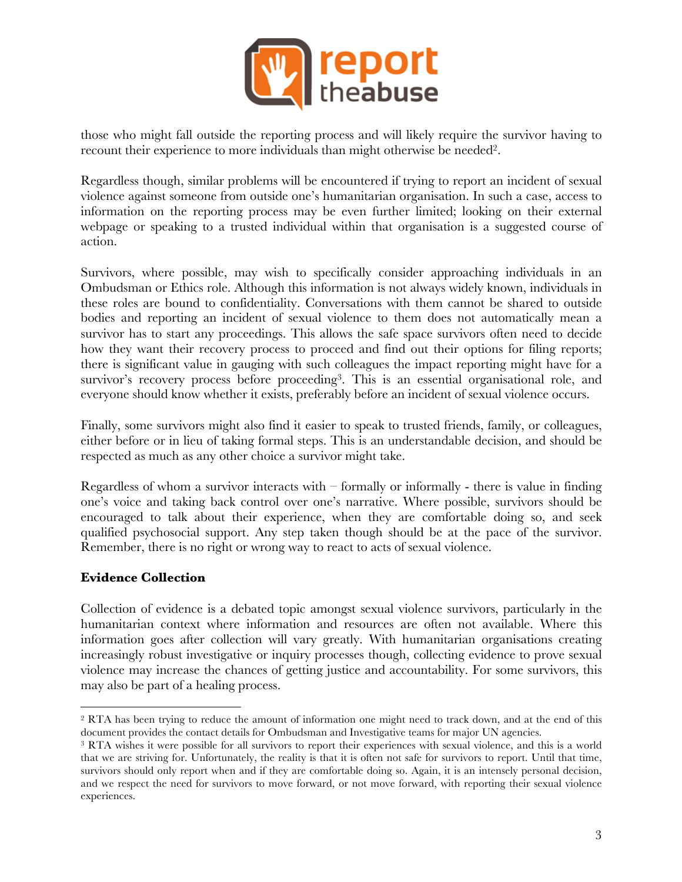those who might fall outside the reporting process and will likely require the survivor having to recount their experience to more individuals than might otherwise be needed[2].

Regardless though, similar problems will be encountered if trying to report an incident of sexual violence against someone from outside one's humanitarian organisation. In such a case, access to information on the reporting process may be even further limited; looking on their external webpage or speaking to a trusted individual within that organisation is a suggested course of action.

Survivors, where possible, may wish to specifically consider approaching individuals in an Ombudsman or Ethics role. Although this information is not always widely known, individuals in these roles are bound to confidentiality. Conversations with them cannot be shared to outside bodies and reporting an incident of sexual violence to them does not automatically mean a survivor has to start any proceedings. This allows the safe space survivors often need to decide how they want their recovery process to proceed and find out their options for filing reports; there is significant value in gauging with such colleagues the impact reporting might have for a survivor's recovery process before proceeding[3]. This is an essential organisational role, and everyone should know whether it exists, preferably before an incident of sexual violence occurs.

Finally, some survivors might also find it easier to speak to trusted friends, family, or colleagues, either before or in lieu of taking formal steps. This is an understandable decision, and should be respected as much as any other choice a survivor might take.

Regardless of whom a survivor interacts with – formally or informally - there is value in finding one's voice and taking back control over one's narrative. Where possible, survivors should be encouraged to talk about their experience, when they are comfortable doing so, and seek qualified psychosocial support. Any step taken though should be at the pace of the survivor. Remember, there is no right or wrong way to react to acts of sexual violence.

**Evidence Collection**

Collection of evidence is a debated topic amongst sexual violence survivors, particularly in the humanitarian context where information and resources are often not available. Where this information goes after collection will vary greatly. With humanitarian organisations creating increasingly robust investigative or inquiry processes though, collecting evidence to prove sexual violence may increase the chances of getting justice and accountability. For some survivors, this may also be part of a healing process.

---

[2] RTA has been trying to reduce the amount of information one might need to track down, and at the end of this document provides the contact details for Ombudsman and Investigative teams for major UN agencies.

[3] RTA wishes it were possible for all survivors to report their experiences with sexual violence, and this is a world that we are striving for. Unfortunately, the reality is that it is often not safe for survivors to report. Until that time, survivors should only report when and if they are comfortable doing so. Again, it is an intensely personal decision, and we respect the need for survivors to move forward, or not move forward, with reporting their sexual violence experiences.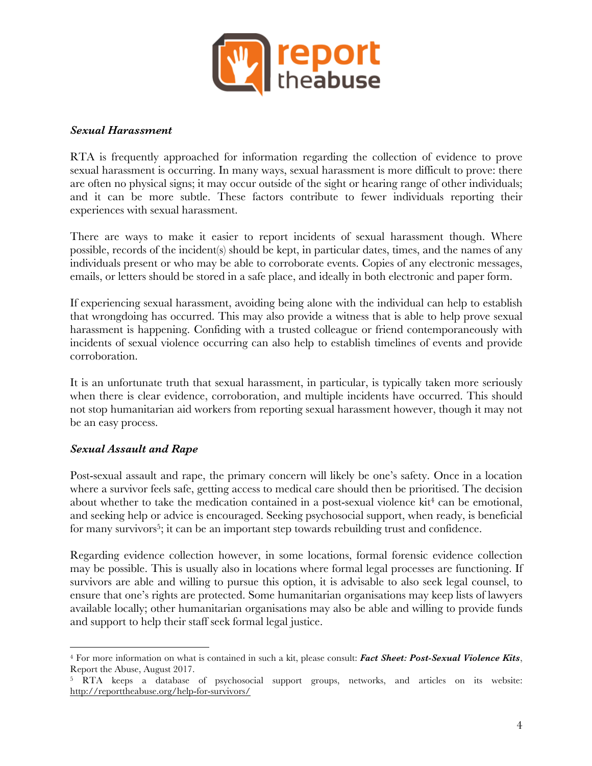### *Sexual Harassment*

RTA is frequently approached for information regarding the collection of evidence to prove sexual harassment is occurring. In many ways, sexual harassment is more difficult to prove: there are often no physical signs; it may occur outside of the sight or hearing range of other individuals; and it can be more subtle. These factors contribute to fewer individuals reporting their experiences with sexual harassment.

There are ways to make it easier to report incidents of sexual harassment though. Where possible, records of the incident(s) should be kept, in particular dates, times, and the names of any individuals present or who may be able to corroborate events. Copies of any electronic messages, emails, or letters should be stored in a safe place, and ideally in both electronic and paper form.

If experiencing sexual harassment, avoiding being alone with the individual can help to establish that wrongdoing has occurred. This may also provide a witness that is able to help prove sexual harassment is happening. Confiding with a trusted colleague or friend contemporaneously with incidents of sexual violence occurring can also help to establish timelines of events and provide corroboration.

It is an unfortunate truth that sexual harassment, in particular, is typically taken more seriously when there is clear evidence, corroboration, and multiple incidents have occurred. This should not stop humanitarian aid workers from reporting sexual harassment however, though it may not be an easy process.

### *Sexual Assault and Rape*

Post-sexual assault and rape, the primary concern will likely be one's safety. Once in a location where a survivor feels safe, getting access to medical care should then be prioritised. The decision about whether to take the medication contained in a post-sexual violence kit[4] can be emotional, and seeking help or advice is encouraged. Seeking psychosocial support, when ready, is beneficial for many survivors[5]; it can be an important step towards rebuilding trust and confidence.

Regarding evidence collection however, in some locations, formal forensic evidence collection may be possible. This is usually also in locations where formal legal processes are functioning. If survivors are able and willing to pursue this option, it is advisable to also seek legal counsel, to ensure that one's rights are protected. Some humanitarian organisations may keep lists of lawyers available locally; other humanitarian organisations may also be able and willing to provide funds and support to help their staff seek formal legal justice.

---

[4] For more information on what is contained in such a kit, please consult: ***Fact Sheet: Post-Sexual Violence Kits***, Report the Abuse, August 2017.

[5] RTA keeps a database of psychosocial support groups, networks, and articles on its website: http://reporttheabuse.org/help-for-survivors/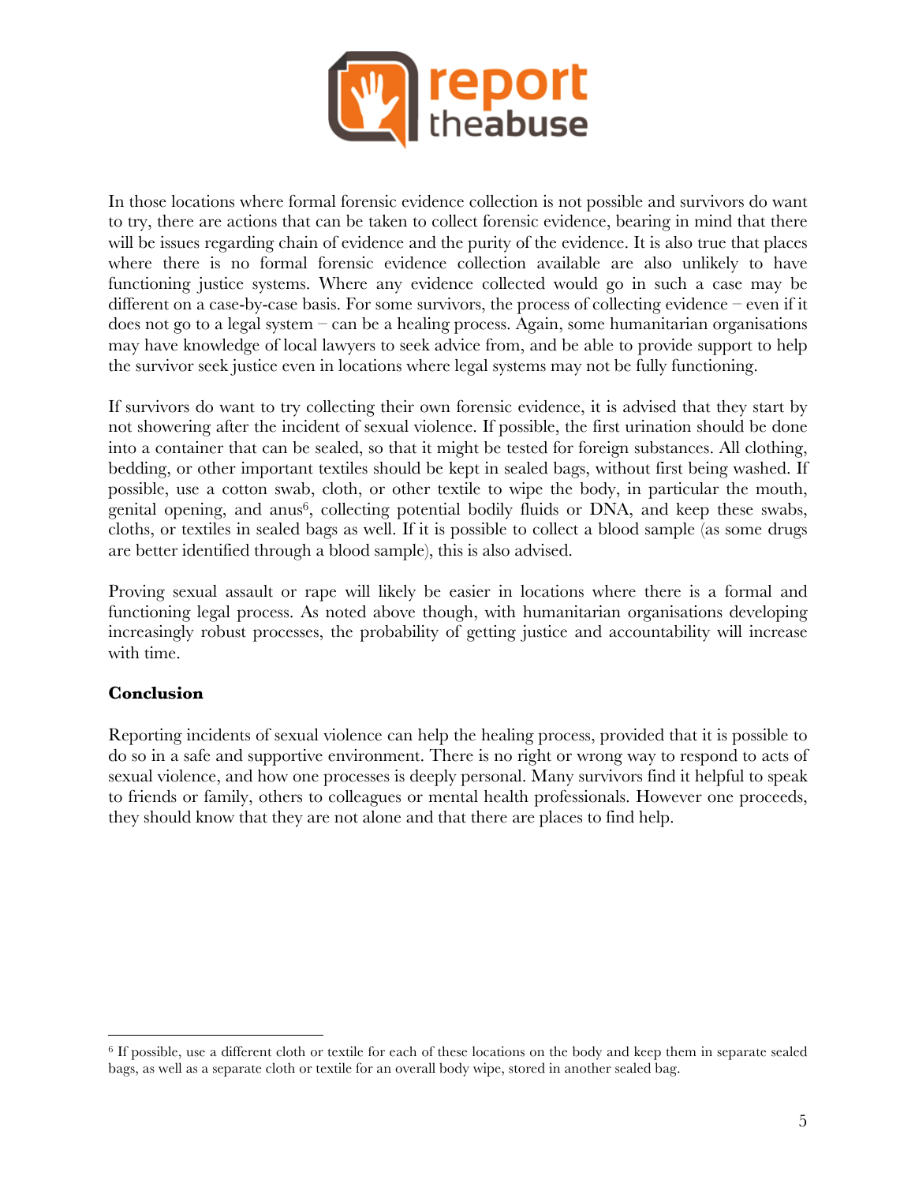In those locations where formal forensic evidence collection is not possible and survivors do want to try, there are actions that can be taken to collect forensic evidence, bearing in mind that there will be issues regarding chain of evidence and the purity of the evidence. It is also true that places where there is no formal forensic evidence collection available are also unlikely to have functioning justice systems. Where any evidence collected would go in such a case may be different on a case-by-case basis. For some survivors, the process of collecting evidence – even if it does not go to a legal system – can be a healing process. Again, some humanitarian organisations may have knowledge of local lawyers to seek advice from, and be able to provide support to help the survivor seek justice even in locations where legal systems may not be fully functioning.

If survivors do want to try collecting their own forensic evidence, it is advised that they start by not showering after the incident of sexual violence. If possible, the first urination should be done into a container that can be sealed, so that it might be tested for foreign substances. All clothing, bedding, or other important textiles should be kept in sealed bags, without first being washed. If possible, use a cotton swab, cloth, or other textile to wipe the body, in particular the mouth, genital opening, and anus[6], collecting potential bodily fluids or DNA, and keep these swabs, cloths, or textiles in sealed bags as well. If it is possible to collect a blood sample (as some drugs are better identified through a blood sample), this is also advised.

Proving sexual assault or rape will likely be easier in locations where there is a formal and functioning legal process. As noted above though, with humanitarian organisations developing increasingly robust processes, the probability of getting justice and accountability will increase with time.

**Conclusion**

Reporting incidents of sexual violence can help the healing process, provided that it is possible to do so in a safe and supportive environment. There is no right or wrong way to respond to acts of sexual violence, and how one processes is deeply personal. Many survivors find it helpful to speak to friends or family, others to colleagues or mental health professionals. However one proceeds, they should know that they are not alone and that there are places to find help.

---

[6] If possible, use a different cloth or textile for each of these locations on the body and keep them in separate sealed bags, as well as a separate cloth or textile for an overall body wipe, stored in another sealed bag.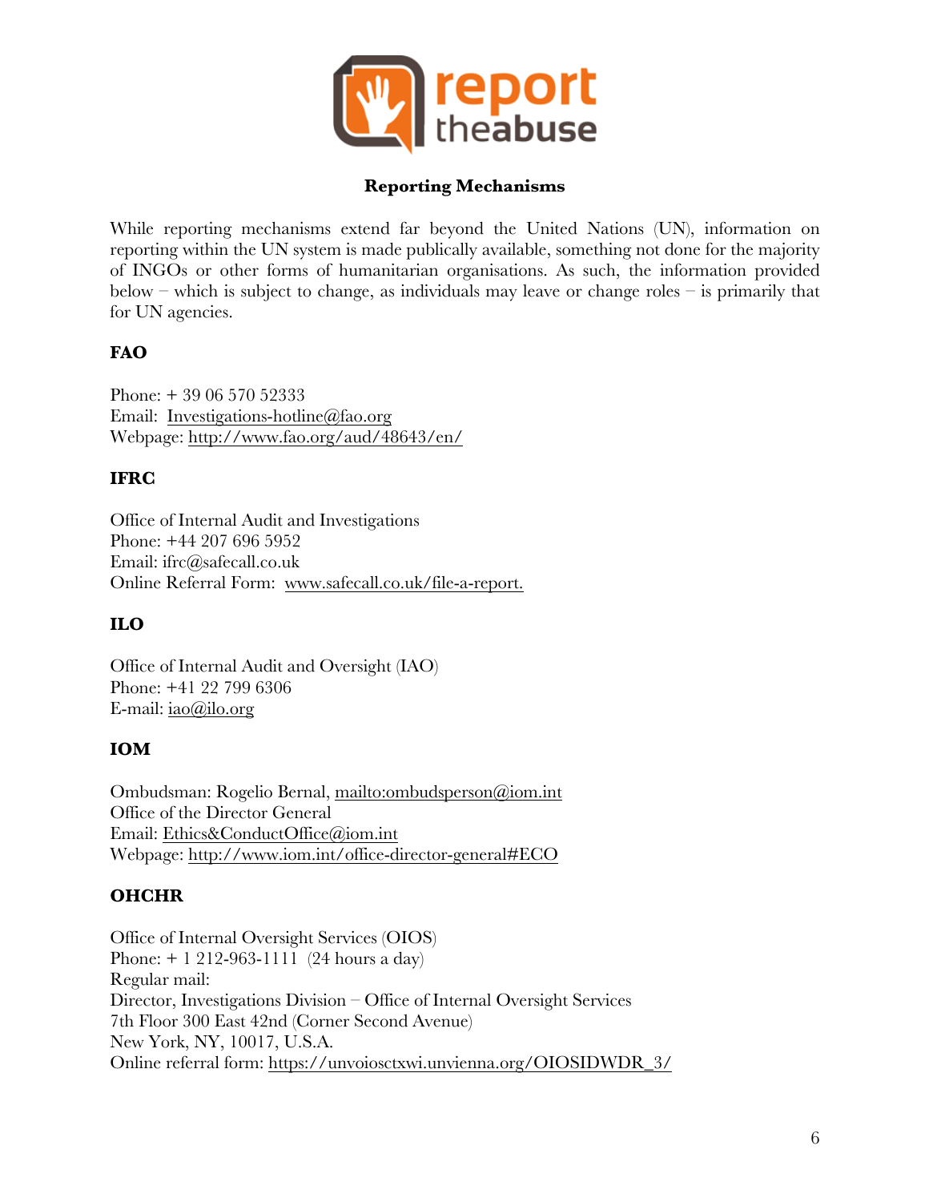## Reporting Mechanisms

While reporting mechanisms extend far beyond the United Nations (UN), information on reporting within the UN system is made publically available, something not done for the majority of INGOs or other forms of humanitarian organisations. As such, the information provided below – which is subject to change, as individuals may leave or change roles – is primarily that for UN agencies.

### FAO

Phone: + 39 06 570 52333
Email: Investigations-hotline@fao.org
Webpage: http://www.fao.org/aud/48643/en/

### IFRC

Office of Internal Audit and Investigations
Phone: +44 207 696 5952
Email: ifrc@safecall.co.uk
Online Referral Form: www.safecall.co.uk/file-a-report.

### ILO

Office of Internal Audit and Oversight (IAO)
Phone: +41 22 799 6306
E-mail: iao@ilo.org

### IOM

Ombudsman: Rogelio Bernal, mailto:ombudsperson@iom.int
Office of the Director General
Email: Ethics&ConductOffice@iom.int
Webpage: http://www.iom.int/office-director-general#ECO

### OHCHR

Office of Internal Oversight Services (OIOS)
Phone: + 1 212-963-1111 (24 hours a day)
Regular mail:
Director, Investigations Division – Office of Internal Oversight Services
7th Floor 300 East 42nd (Corner Second Avenue)
New York, NY, 10017, U.S.A.
Online referral form: https://unvoiosctxwi.unvienna.org/OIOSIDWDR_3/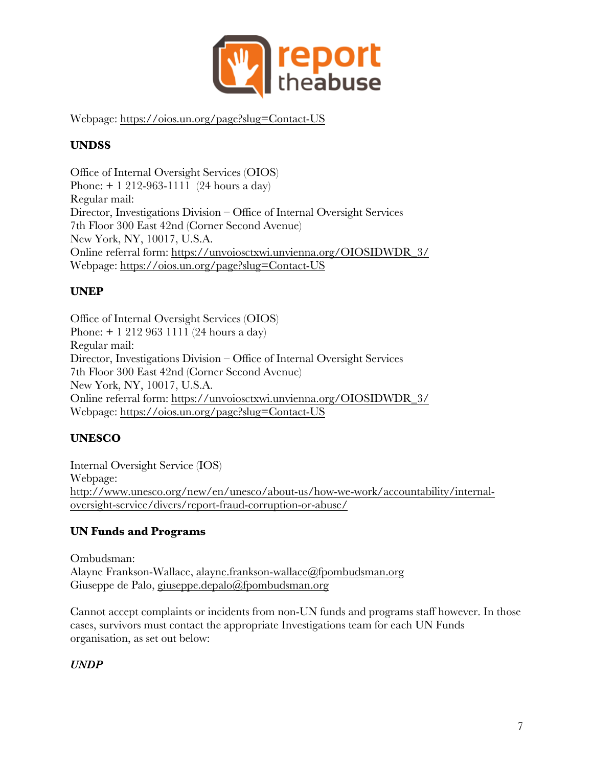Webpage: https://oios.un.org/page?slug=Contact-US

**UNDSS**

Office of Internal Oversight Services (OIOS)
Phone: + 1 212-963-1111 (24 hours a day)
Regular mail:
Director, Investigations Division – Office of Internal Oversight Services
7th Floor 300 East 42nd (Corner Second Avenue)
New York, NY, 10017, U.S.A.
Online referral form: https://unvoiosctxwi.unvienna.org/OIOSIDWDR_3/
Webpage: https://oios.un.org/page?slug=Contact-US

**UNEP**

Office of Internal Oversight Services (OIOS)
Phone: + 1 212 963 1111 (24 hours a day)
Regular mail:
Director, Investigations Division – Office of Internal Oversight Services
7th Floor 300 East 42nd (Corner Second Avenue)
New York, NY, 10017, U.S.A.
Online referral form: https://unvoiosctxwi.unvienna.org/OIOSIDWDR_3/
Webpage: https://oios.un.org/page?slug=Contact-US

**UNESCO**

Internal Oversight Service (IOS)
Webpage:
http://www.unesco.org/new/en/unesco/about-us/how-we-work/accountability/internal-oversight-service/divers/report-fraud-corruption-or-abuse/

**UN Funds and Programs**

Ombudsman:
Alayne Frankson-Wallace, alayne.frankson-wallace@fpombudsman.org
Giuseppe de Palo, giuseppe.depalo@fpombudsman.org

Cannot accept complaints or incidents from non-UN funds and programs staff however. In those cases, survivors must contact the appropriate Investigations team for each UN Funds organisation, as set out below:

***UNDP***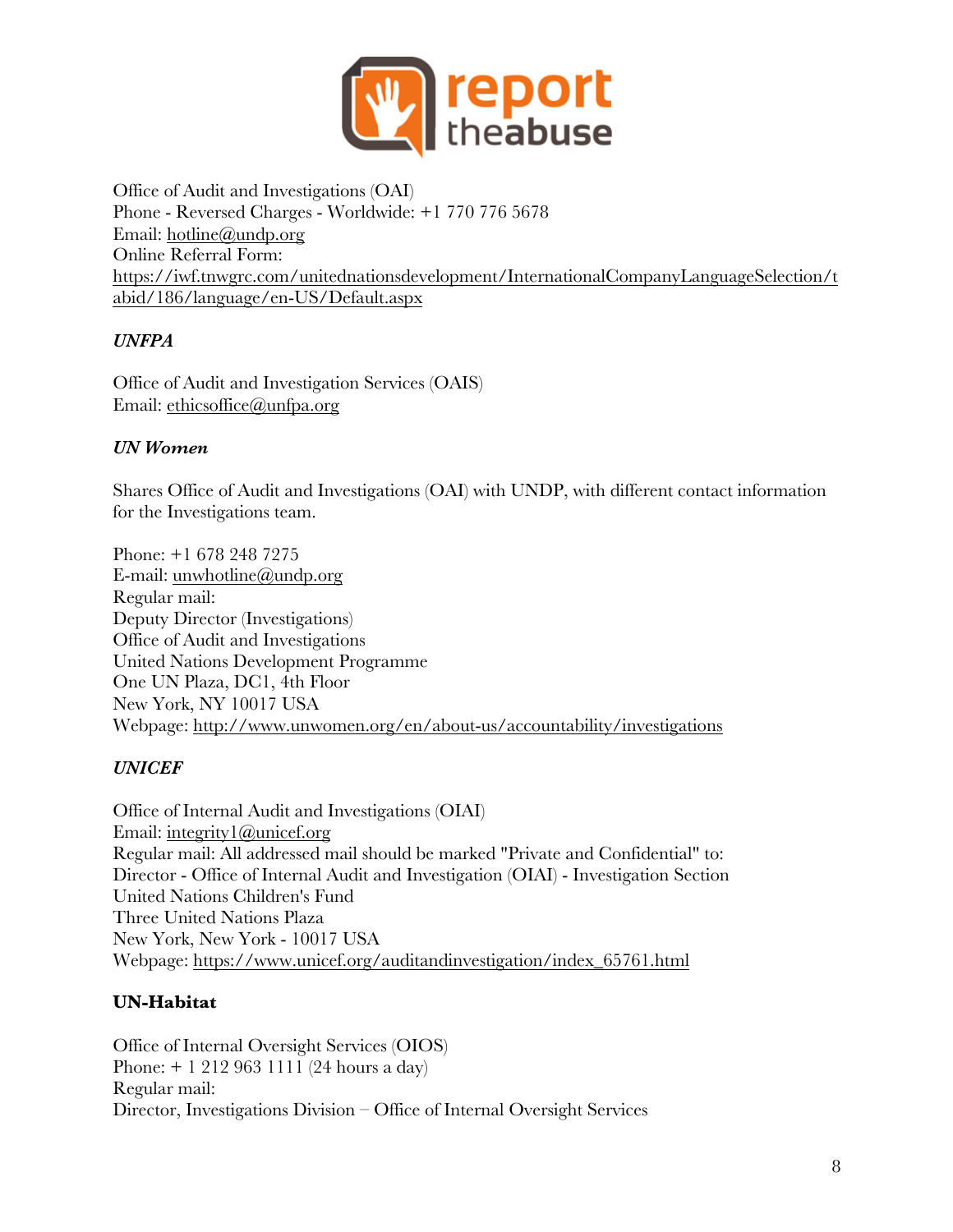Office of Audit and Investigations (OAI)
Phone - Reversed Charges - Worldwide: +1 770 776 5678
Email: hotline@undp.org
Online Referral Form:
https://iwf.tnwgrc.com/unitednationsdevelopment/InternationalCompanyLanguageSelection/tabid/186/language/en-US/Default.aspx

### *UNFPA*

Office of Audit and Investigation Services (OAIS)
Email: ethicsoffice@unfpa.org

### *UN Women*

Shares Office of Audit and Investigations (OAI) with UNDP, with different contact information for the Investigations team.

Phone: +1 678 248 7275
E-mail: unwhotline@undp.org
Regular mail:
Deputy Director (Investigations)
Office of Audit and Investigations
United Nations Development Programme
One UN Plaza, DC1, 4th Floor
New York, NY 10017 USA
Webpage: http://www.unwomen.org/en/about-us/accountability/investigations

### *UNICEF*

Office of Internal Audit and Investigations (OIAI)
Email: integrity1@unicef.org
Regular mail: All addressed mail should be marked "Private and Confidential" to:
Director - Office of Internal Audit and Investigation (OIAI) - Investigation Section
United Nations Children's Fund
Three United Nations Plaza
New York, New York - 10017 USA
Webpage: https://www.unicef.org/auditandinvestigation/index_65761.html

### **UN-Habitat**

Office of Internal Oversight Services (OIOS)
Phone: + 1 212 963 1111 (24 hours a day)
Regular mail:
Director, Investigations Division – Office of Internal Oversight Services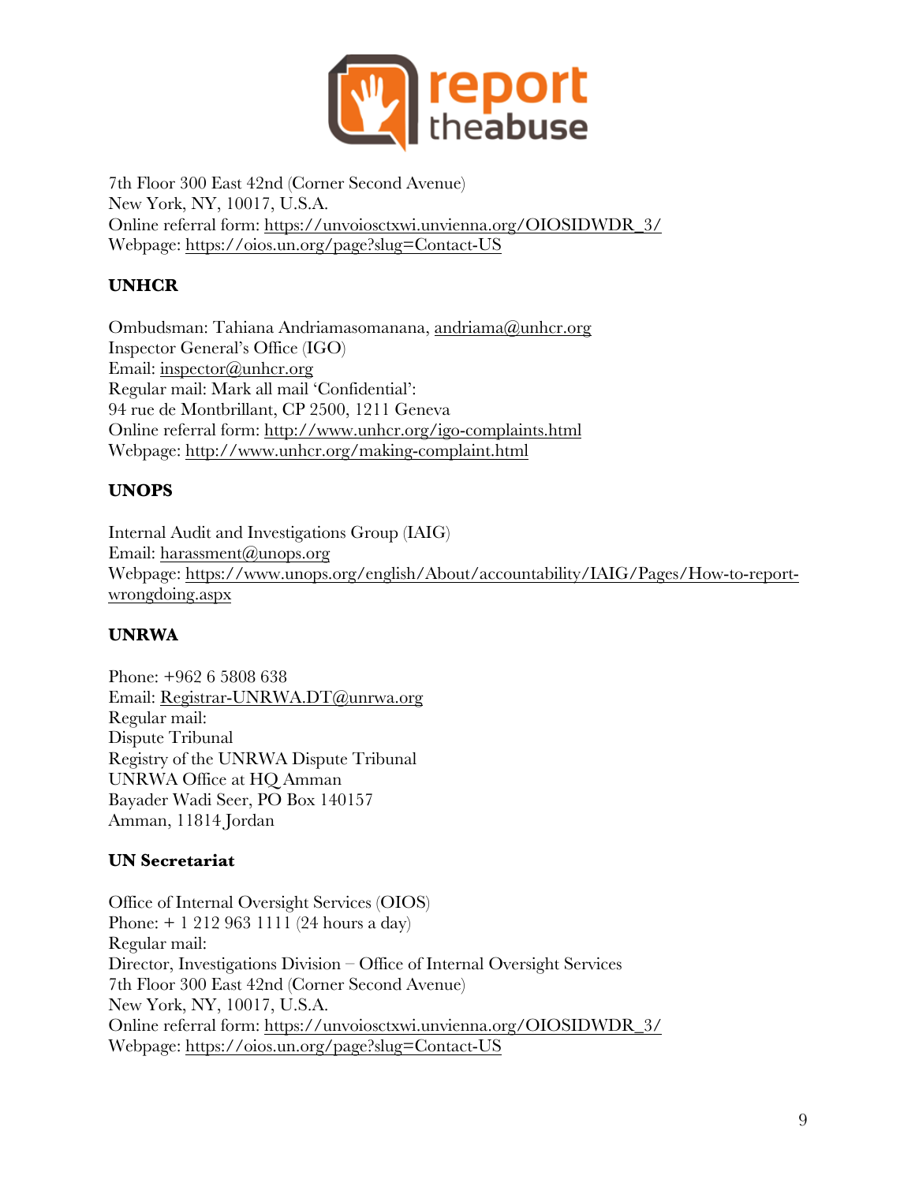7th Floor 300 East 42nd (Corner Second Avenue)
New York, NY, 10017, U.S.A.
Online referral form: https://unvoiosctxwi.unvienna.org/OIOSIDWDR_3/
Webpage: https://oios.un.org/page?slug=Contact-US

**UNHCR**

Ombudsman: Tahiana Andriamasomanana, andriama@unhcr.org
Inspector General's Office (IGO)
Email: inspector@unhcr.org
Regular mail: Mark all mail 'Confidential':
94 rue de Montbrillant, CP 2500, 1211 Geneva
Online referral form: http://www.unhcr.org/igo-complaints.html
Webpage: http://www.unhcr.org/making-complaint.html

**UNOPS**

Internal Audit and Investigations Group (IAIG)
Email: harassment@unops.org
Webpage: https://www.unops.org/english/About/accountability/IAIG/Pages/How-to-report-wrongdoing.aspx

**UNRWA**

Phone: +962 6 5808 638
Email: Registrar-UNRWA.DT@unrwa.org
Regular mail:
Dispute Tribunal
Registry of the UNRWA Dispute Tribunal
UNRWA Office at HQ Amman
Bayader Wadi Seer, PO Box 140157
Amman, 11814 Jordan

**UN Secretariat**

Office of Internal Oversight Services (OIOS)
Phone: + 1 212 963 1111 (24 hours a day)
Regular mail:
Director, Investigations Division – Office of Internal Oversight Services
7th Floor 300 East 42nd (Corner Second Avenue)
New York, NY, 10017, U.S.A.
Online referral form: https://unvoiosctxwi.unvienna.org/OIOSIDWDR_3/
Webpage: https://oios.un.org/page?slug=Contact-US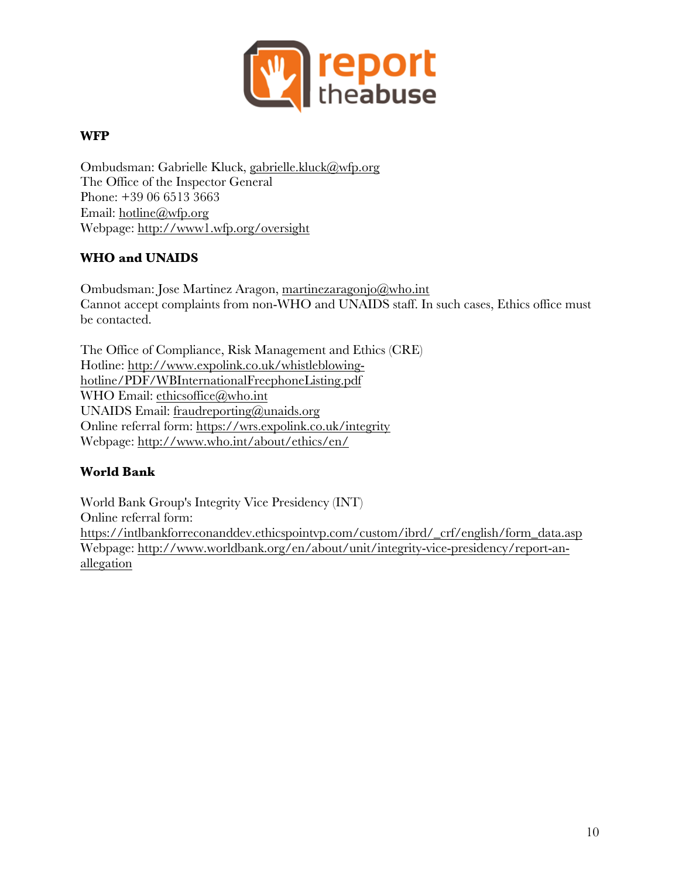**WFP**

Ombudsman: Gabrielle Kluck, gabrielle.kluck@wfp.org
The Office of the Inspector General
Phone: +39 06 6513 3663
Email: hotline@wfp.org
Webpage: http://www1.wfp.org/oversight

**WHO and UNAIDS**

Ombudsman: Jose Martinez Aragon, martinezaragonjo@who.int
Cannot accept complaints from non-WHO and UNAIDS staff. In such cases, Ethics office must be contacted.

The Office of Compliance, Risk Management and Ethics (CRE)
Hotline: http://www.expolink.co.uk/whistleblowing-hotline/PDF/WBInternationalFreephoneListing.pdf
WHO Email: ethicsoffice@who.int
UNAIDS Email: fraudreporting@unaids.org
Online referral form: https://wrs.expolink.co.uk/integrity
Webpage: http://www.who.int/about/ethics/en/

**World Bank**

World Bank Group's Integrity Vice Presidency (INT)
Online referral form:
https://intlbankforreconanddev.ethicspointvp.com/custom/ibrd/_crf/english/form_data.asp
Webpage: http://www.worldbank.org/en/about/unit/integrity-vice-presidency/report-an-allegation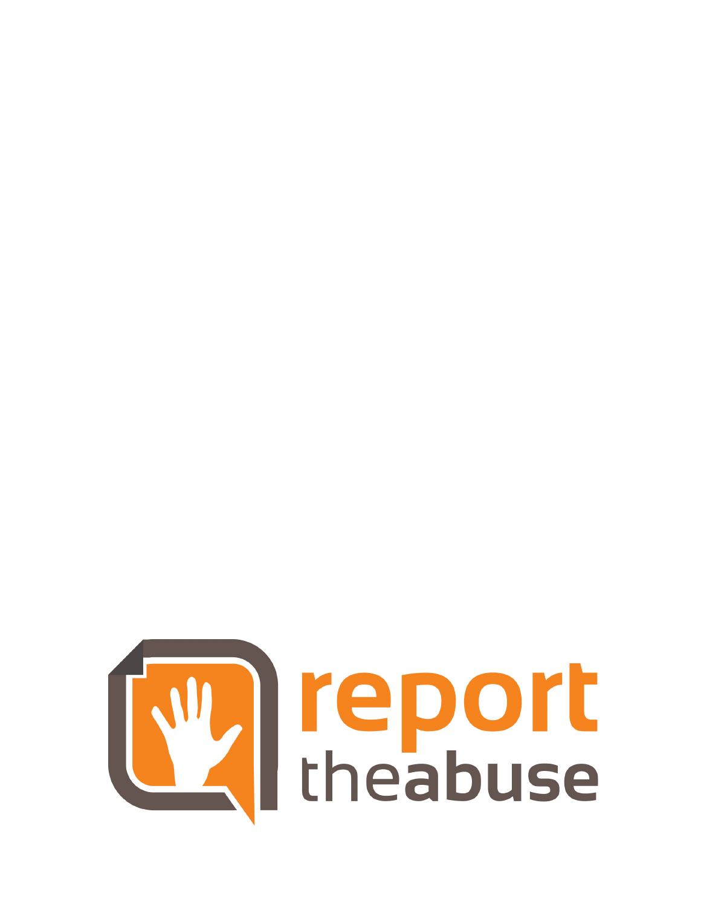report

theabuse